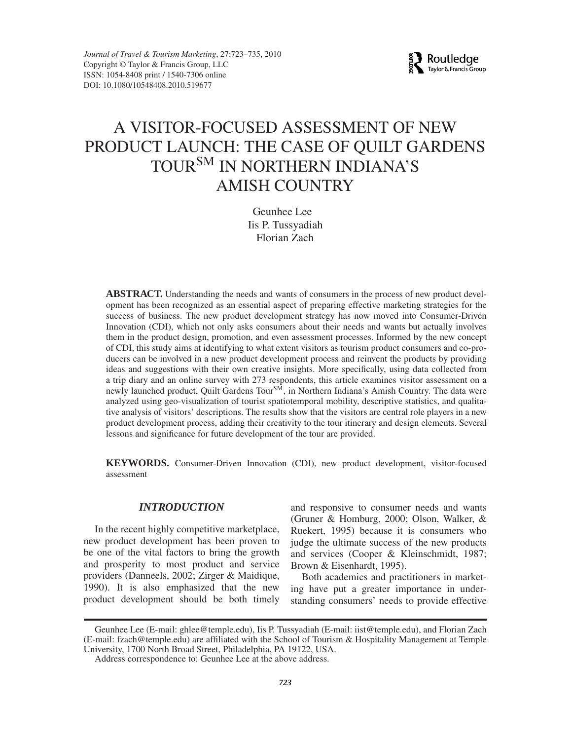*Journal of Travel & Tourism Marketing*, 27:723–735, 2010
Copyright © Taylor & Francis Group, LLC
ISSN: 1054-8408 print / 1540-7306 online
DOI: 10.1080/10548408.2010.519677

# A VISITOR-FOCUSED ASSESSMENT OF NEW PRODUCT LAUNCH: THE CASE OF QUILT GARDENS TOUR℠ IN NORTHERN INDIANA'S AMISH COUNTRY

Geunhee Lee
Iis P. Tussyadiah
Florian Zach

**ABSTRACT.** Understanding the needs and wants of consumers in the process of new product development has been recognized as an essential aspect of preparing effective marketing strategies for the success of business. The new product development strategy has now moved into Consumer-Driven Innovation (CDI), which not only asks consumers about their needs and wants but actually involves them in the product design, promotion, and even assessment processes. Informed by the new concept of CDI, this study aims at identifying to what extent visitors as tourism product consumers and co-producers can be involved in a new product development process and reinvent the products by providing ideas and suggestions with their own creative insights. More specifically, using data collected from a trip diary and an online survey with 273 respondents, this article examines visitor assessment on a newly launched product, Quilt Gardens Tour℠, in Northern Indiana's Amish Country. The data were analyzed using geo-visualization of tourist spatiotemporal mobility, descriptive statistics, and qualitative analysis of visitors' descriptions. The results show that the visitors are central role players in a new product development process, adding their creativity to the tour itinerary and design elements. Several lessons and significance for future development of the tour are provided.

**KEYWORDS.** Consumer-Driven Innovation (CDI), new product development, visitor-focused assessment

## *INTRODUCTION*

In the recent highly competitive marketplace, new product development has been proven to be one of the vital factors to bring the growth and prosperity to most product and service providers (Danneels, 2002; Zirger & Maidique, 1990). It is also emphasized that the new product development should be both timely and responsive to consumer needs and wants (Gruner & Homburg, 2000; Olson, Walker, & Ruekert, 1995) because it is consumers who judge the ultimate success of the new products and services (Cooper & Kleinschmidt, 1987; Brown & Eisenhardt, 1995).

Both academics and practitioners in marketing have put a greater importance in understanding consumers' needs to provide effective

---

Geunhee Lee (E-mail: ghlee@temple.edu), Iis P. Tussyadiah (E-mail: iist@temple.edu), and Florian Zach (E-mail: fzach@temple.edu) are affiliated with the School of Tourism & Hospitality Management at Temple University, 1700 North Broad Street, Philadelphia, PA 19122, USA.

Address correspondence to: Geunhee Lee at the above address.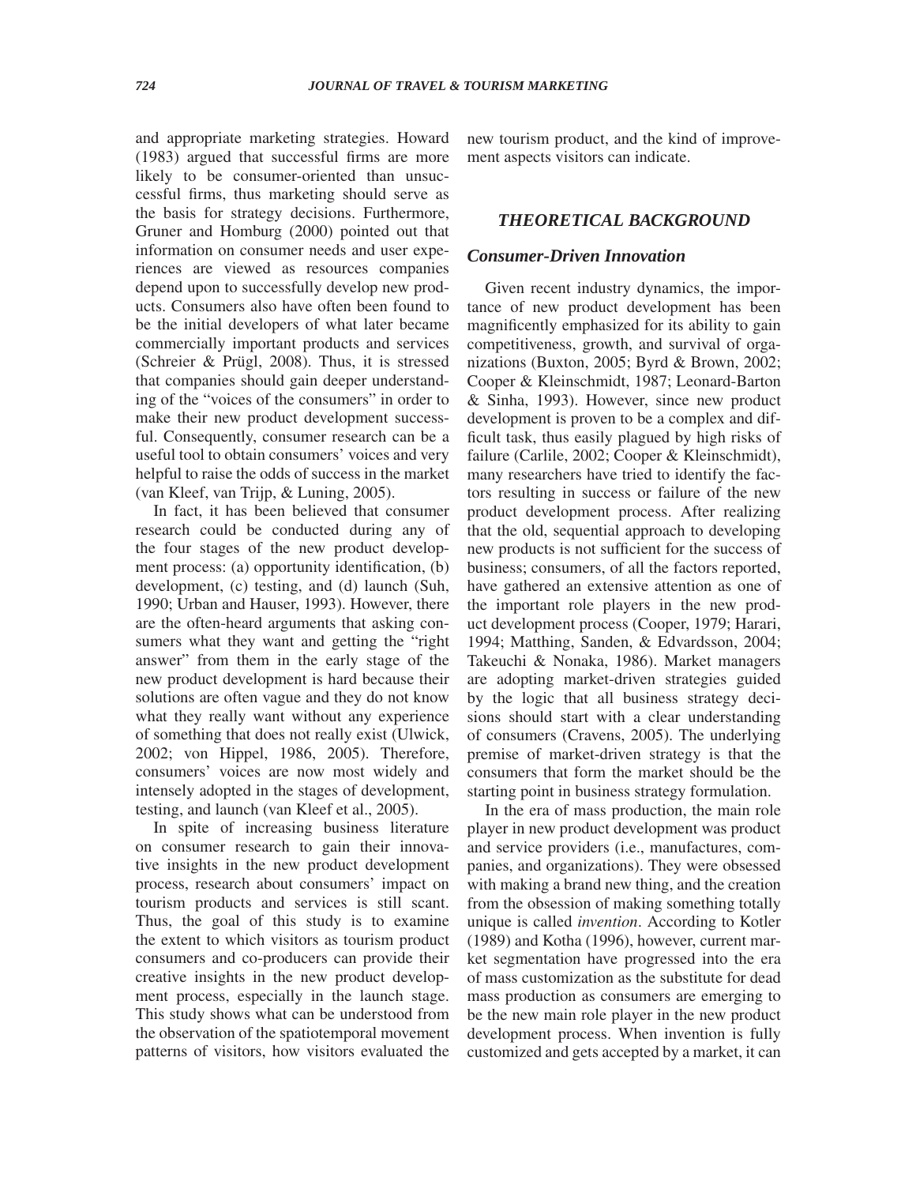and appropriate marketing strategies. Howard (1983) argued that successful firms are more likely to be consumer-oriented than unsuccessful firms, thus marketing should serve as the basis for strategy decisions. Furthermore, Gruner and Homburg (2000) pointed out that information on consumer needs and user experiences are viewed as resources companies depend upon to successfully develop new products. Consumers also have often been found to be the initial developers of what later became commercially important products and services (Schreier & Prügl, 2008). Thus, it is stressed that companies should gain deeper understanding of the "voices of the consumers" in order to make their new product development successful. Consequently, consumer research can be a useful tool to obtain consumers' voices and very helpful to raise the odds of success in the market (van Kleef, van Trijp, & Luning, 2005).

In fact, it has been believed that consumer research could be conducted during any of the four stages of the new product development process: (a) opportunity identification, (b) development, (c) testing, and (d) launch (Suh, 1990; Urban and Hauser, 1993). However, there are the often-heard arguments that asking consumers what they want and getting the "right answer" from them in the early stage of the new product development is hard because their solutions are often vague and they do not know what they really want without any experience of something that does not really exist (Ulwick, 2002; von Hippel, 1986, 2005). Therefore, consumers' voices are now most widely and intensely adopted in the stages of development, testing, and launch (van Kleef et al., 2005).

In spite of increasing business literature on consumer research to gain their innovative insights in the new product development process, research about consumers' impact on tourism products and services is still scant. Thus, the goal of this study is to examine the extent to which visitors as tourism product consumers and co-producers can provide their creative insights in the new product development process, especially in the launch stage. This study shows what can be understood from the observation of the spatiotemporal movement patterns of visitors, how visitors evaluated the new tourism product, and the kind of improvement aspects visitors can indicate.

## THEORETICAL BACKGROUND

### Consumer-Driven Innovation

Given recent industry dynamics, the importance of new product development has been magnificently emphasized for its ability to gain competitiveness, growth, and survival of organizations (Buxton, 2005; Byrd & Brown, 2002; Cooper & Kleinschmidt, 1987; Leonard-Barton & Sinha, 1993). However, since new product development is proven to be a complex and difficult task, thus easily plagued by high risks of failure (Carlile, 2002; Cooper & Kleinschmidt), many researchers have tried to identify the factors resulting in success or failure of the new product development process. After realizing that the old, sequential approach to developing new products is not sufficient for the success of business; consumers, of all the factors reported, have gathered an extensive attention as one of the important role players in the new product development process (Cooper, 1979; Harari, 1994; Matthing, Sanden, & Edvardsson, 2004; Takeuchi & Nonaka, 1986). Market managers are adopting market-driven strategies guided by the logic that all business strategy decisions should start with a clear understanding of consumers (Cravens, 2005). The underlying premise of market-driven strategy is that the consumers that form the market should be the starting point in business strategy formulation.

In the era of mass production, the main role player in new product development was product and service providers (i.e., manufactures, companies, and organizations). They were obsessed with making a brand new thing, and the creation from the obsession of making something totally unique is called *invention*. According to Kotler (1989) and Kotha (1996), however, current market segmentation have progressed into the era of mass customization as the substitute for dead mass production as consumers are emerging to be the new main role player in the new product development process. When invention is fully customized and gets accepted by a market, it can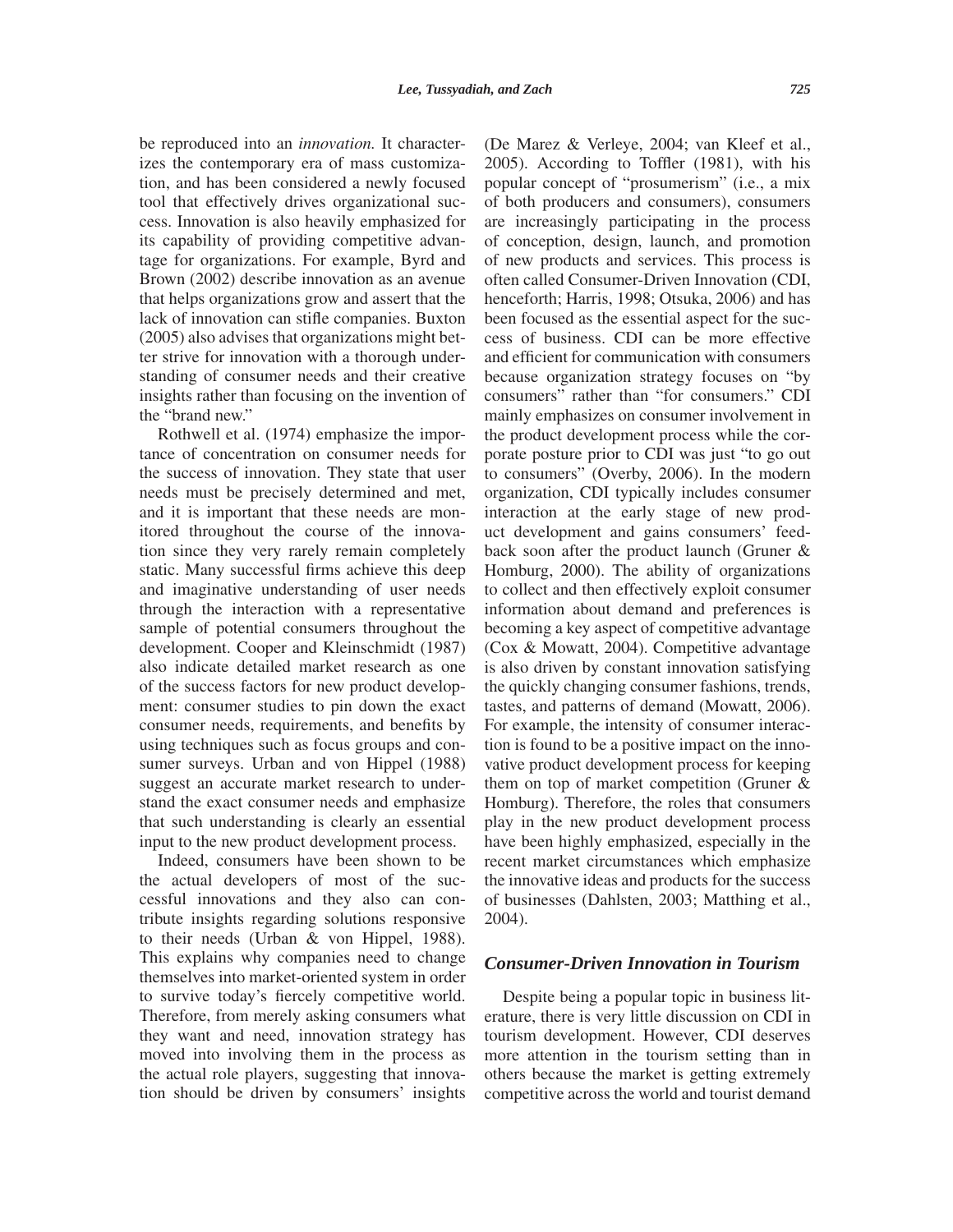be reproduced into an *innovation.* It characterizes the contemporary era of mass customization, and has been considered a newly focused tool that effectively drives organizational success. Innovation is also heavily emphasized for its capability of providing competitive advantage for organizations. For example, Byrd and Brown (2002) describe innovation as an avenue that helps organizations grow and assert that the lack of innovation can stifle companies. Buxton (2005) also advises that organizations might better strive for innovation with a thorough understanding of consumer needs and their creative insights rather than focusing on the invention of the "brand new."

Rothwell et al. (1974) emphasize the importance of concentration on consumer needs for the success of innovation. They state that user needs must be precisely determined and met, and it is important that these needs are monitored throughout the course of the innovation since they very rarely remain completely static. Many successful firms achieve this deep and imaginative understanding of user needs through the interaction with a representative sample of potential consumers throughout the development. Cooper and Kleinschmidt (1987) also indicate detailed market research as one of the success factors for new product development: consumer studies to pin down the exact consumer needs, requirements, and benefits by using techniques such as focus groups and consumer surveys. Urban and von Hippel (1988) suggest an accurate market research to understand the exact consumer needs and emphasize that such understanding is clearly an essential input to the new product development process.

Indeed, consumers have been shown to be the actual developers of most of the successful innovations and they also can contribute insights regarding solutions responsive to their needs (Urban & von Hippel, 1988). This explains why companies need to change themselves into market-oriented system in order to survive today's fiercely competitive world. Therefore, from merely asking consumers what they want and need, innovation strategy has moved into involving them in the process as the actual role players, suggesting that innovation should be driven by consumers' insights (De Marez & Verleye, 2004; van Kleef et al., 2005). According to Toffler (1981), with his popular concept of "prosumerism" (i.e., a mix of both producers and consumers), consumers are increasingly participating in the process of conception, design, launch, and promotion of new products and services. This process is often called Consumer-Driven Innovation (CDI, henceforth; Harris, 1998; Otsuka, 2006) and has been focused as the essential aspect for the success of business. CDI can be more effective and efficient for communication with consumers because organization strategy focuses on "by consumers" rather than "for consumers." CDI mainly emphasizes on consumer involvement in the product development process while the corporate posture prior to CDI was just "to go out to consumers" (Overby, 2006). In the modern organization, CDI typically includes consumer interaction at the early stage of new product development and gains consumers' feedback soon after the product launch (Gruner & Homburg, 2000). The ability of organizations to collect and then effectively exploit consumer information about demand and preferences is becoming a key aspect of competitive advantage (Cox & Mowatt, 2004). Competitive advantage is also driven by constant innovation satisfying the quickly changing consumer fashions, trends, tastes, and patterns of demand (Mowatt, 2006). For example, the intensity of consumer interaction is found to be a positive impact on the innovative product development process for keeping them on top of market competition (Gruner & Homburg). Therefore, the roles that consumers play in the new product development process have been highly emphasized, especially in the recent market circumstances which emphasize the innovative ideas and products for the success of businesses (Dahlsten, 2003; Matthing et al., 2004).

### *Consumer-Driven Innovation in Tourism*

Despite being a popular topic in business literature, there is very little discussion on CDI in tourism development. However, CDI deserves more attention in the tourism setting than in others because the market is getting extremely competitive across the world and tourist demand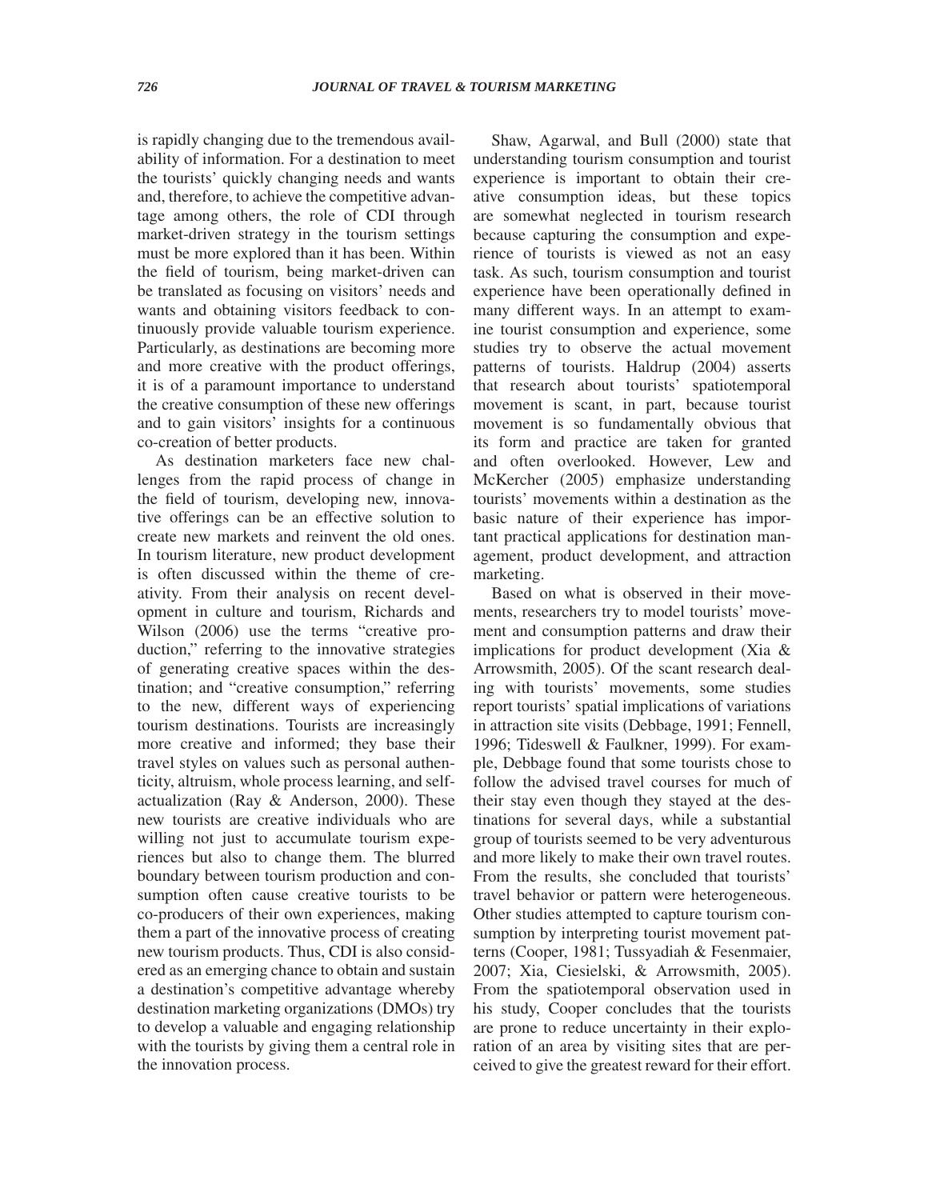is rapidly changing due to the tremendous availability of information. For a destination to meet the tourists' quickly changing needs and wants and, therefore, to achieve the competitive advantage among others, the role of CDI through market-driven strategy in the tourism settings must be more explored than it has been. Within the field of tourism, being market-driven can be translated as focusing on visitors' needs and wants and obtaining visitors feedback to continuously provide valuable tourism experience. Particularly, as destinations are becoming more and more creative with the product offerings, it is of a paramount importance to understand the creative consumption of these new offerings and to gain visitors' insights for a continuous co-creation of better products.

As destination marketers face new challenges from the rapid process of change in the field of tourism, developing new, innovative offerings can be an effective solution to create new markets and reinvent the old ones. In tourism literature, new product development is often discussed within the theme of creativity. From their analysis on recent development in culture and tourism, Richards and Wilson (2006) use the terms "creative production," referring to the innovative strategies of generating creative spaces within the destination; and "creative consumption," referring to the new, different ways of experiencing tourism destinations. Tourists are increasingly more creative and informed; they base their travel styles on values such as personal authenticity, altruism, whole process learning, and self-actualization (Ray & Anderson, 2000). These new tourists are creative individuals who are willing not just to accumulate tourism experiences but also to change them. The blurred boundary between tourism production and consumption often cause creative tourists to be co-producers of their own experiences, making them a part of the innovative process of creating new tourism products. Thus, CDI is also considered as an emerging chance to obtain and sustain a destination's competitive advantage whereby destination marketing organizations (DMOs) try to develop a valuable and engaging relationship with the tourists by giving them a central role in the innovation process.

Shaw, Agarwal, and Bull (2000) state that understanding tourism consumption and tourist experience is important to obtain their creative consumption ideas, but these topics are somewhat neglected in tourism research because capturing the consumption and experience of tourists is viewed as not an easy task. As such, tourism consumption and tourist experience have been operationally defined in many different ways. In an attempt to examine tourist consumption and experience, some studies try to observe the actual movement patterns of tourists. Haldrup (2004) asserts that research about tourists' spatiotemporal movement is scant, in part, because tourist movement is so fundamentally obvious that its form and practice are taken for granted and often overlooked. However, Lew and McKercher (2005) emphasize understanding tourists' movements within a destination as the basic nature of their experience has important practical applications for destination management, product development, and attraction marketing.

Based on what is observed in their movements, researchers try to model tourists' movement and consumption patterns and draw their implications for product development (Xia & Arrowsmith, 2005). Of the scant research dealing with tourists' movements, some studies report tourists' spatial implications of variations in attraction site visits (Debbage, 1991; Fennell, 1996; Tideswell & Faulkner, 1999). For example, Debbage found that some tourists chose to follow the advised travel courses for much of their stay even though they stayed at the destinations for several days, while a substantial group of tourists seemed to be very adventurous and more likely to make their own travel routes. From the results, she concluded that tourists' travel behavior or pattern were heterogeneous. Other studies attempted to capture tourism consumption by interpreting tourist movement patterns (Cooper, 1981; Tussyadiah & Fesenmaier, 2007; Xia, Ciesielski, & Arrowsmith, 2005). From the spatiotemporal observation used in his study, Cooper concludes that the tourists are prone to reduce uncertainty in their exploration of an area by visiting sites that are perceived to give the greatest reward for their effort.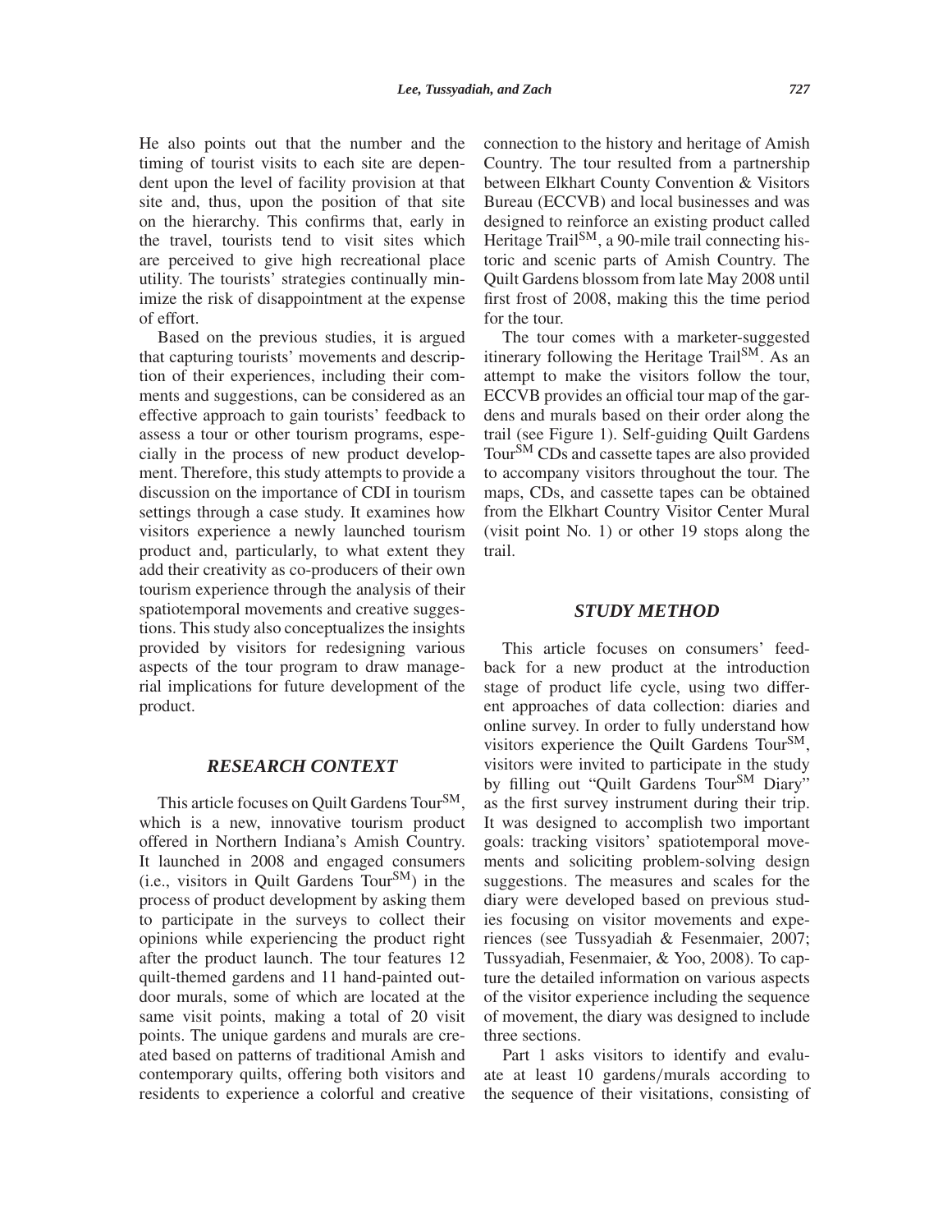He also points out that the number and the timing of tourist visits to each site are dependent upon the level of facility provision at that site and, thus, upon the position of that site on the hierarchy. This confirms that, early in the travel, tourists tend to visit sites which are perceived to give high recreational place utility. The tourists' strategies continually minimize the risk of disappointment at the expense of effort.

Based on the previous studies, it is argued that capturing tourists' movements and description of their experiences, including their comments and suggestions, can be considered as an effective approach to gain tourists' feedback to assess a tour or other tourism programs, especially in the process of new product development. Therefore, this study attempts to provide a discussion on the importance of CDI in tourism settings through a case study. It examines how visitors experience a newly launched tourism product and, particularly, to what extent they add their creativity as co-producers of their own tourism experience through the analysis of their spatiotemporal movements and creative suggestions. This study also conceptualizes the insights provided by visitors for redesigning various aspects of the tour program to draw managerial implications for future development of the product.

## RESEARCH CONTEXT

This article focuses on Quilt Gardens Tour[SM], which is a new, innovative tourism product offered in Northern Indiana's Amish Country. It launched in 2008 and engaged consumers (i.e., visitors in Quilt Gardens Tour[SM]) in the process of product development by asking them to participate in the surveys to collect their opinions while experiencing the product right after the product launch. The tour features 12 quilt-themed gardens and 11 hand-painted outdoor murals, some of which are located at the same visit points, making a total of 20 visit points. The unique gardens and murals are created based on patterns of traditional Amish and contemporary quilts, offering both visitors and residents to experience a colorful and creative connection to the history and heritage of Amish Country. The tour resulted from a partnership between Elkhart County Convention & Visitors Bureau (ECCVB) and local businesses and was designed to reinforce an existing product called Heritage Trail[SM], a 90-mile trail connecting historic and scenic parts of Amish Country. The Quilt Gardens blossom from late May 2008 until first frost of 2008, making this the time period for the tour.

The tour comes with a marketer-suggested itinerary following the Heritage Trail[SM]. As an attempt to make the visitors follow the tour, ECCVB provides an official tour map of the gardens and murals based on their order along the trail (see Figure 1). Self-guiding Quilt Gardens Tour[SM] CDs and cassette tapes are also provided to accompany visitors throughout the tour. The maps, CDs, and cassette tapes can be obtained from the Elkhart Country Visitor Center Mural (visit point No. 1) or other 19 stops along the trail.

## STUDY METHOD

This article focuses on consumers' feedback for a new product at the introduction stage of product life cycle, using two different approaches of data collection: diaries and online survey. In order to fully understand how visitors experience the Quilt Gardens Tour[SM], visitors were invited to participate in the study by filling out "Quilt Gardens Tour[SM] Diary" as the first survey instrument during their trip. It was designed to accomplish two important goals: tracking visitors' spatiotemporal movements and soliciting problem-solving design suggestions. The measures and scales for the diary were developed based on previous studies focusing on visitor movements and experiences (see Tussyadiah & Fesenmaier, 2007; Tussyadiah, Fesenmaier, & Yoo, 2008). To capture the detailed information on various aspects of the visitor experience including the sequence of movement, the diary was designed to include three sections.

Part 1 asks visitors to identify and evaluate at least 10 gardens/murals according to the sequence of their visitations, consisting of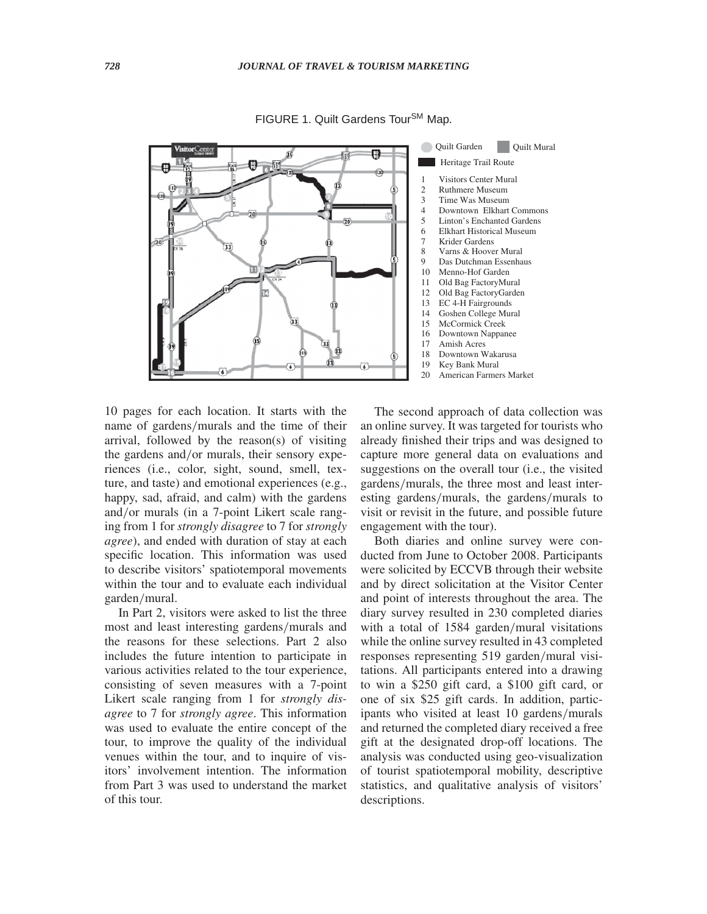FIGURE 1. Quilt Gardens Tour[SM] Map.

Quilt Garden | Quilt Mural | Heritage Trail Route

1 Visitors Center Mural
2 Ruthmere Museum
3 Time Was Museum
4 Downtown Elkhart Commons
5 Linton's Enchanted Gardens
6 Elkhart Historical Museum
7 Krider Gardens
8 Varns & Hoover Mural
9 Das Dutchman Essenhaus
10 Menno-Hof Garden
11 Old Bag FactoryMural
12 Old Bag FactoryGarden
13 EC 4-H Fairgrounds
14 Goshen College Mural
15 McCormick Creek
16 Downtown Nappanee
17 Amish Acres
18 Downtown Wakarusa
19 Key Bank Mural
20 American Farmers Market

10 pages for each location. It starts with the name of gardens/murals and the time of their arrival, followed by the reason(s) of visiting the gardens and/or murals, their sensory experiences (i.e., color, sight, sound, smell, texture, and taste) and emotional experiences (e.g., happy, sad, afraid, and calm) with the gardens and/or murals (in a 7-point Likert scale ranging from 1 for *strongly disagree* to 7 for *strongly agree*), and ended with duration of stay at each specific location. This information was used to describe visitors' spatiotemporal movements within the tour and to evaluate each individual garden/mural.

In Part 2, visitors were asked to list the three most and least interesting gardens/murals and the reasons for these selections. Part 2 also includes the future intention to participate in various activities related to the tour experience, consisting of seven measures with a 7-point Likert scale ranging from 1 for *strongly disagree* to 7 for *strongly agree*. This information was used to evaluate the entire concept of the tour, to improve the quality of the individual venues within the tour, and to inquire of visitors' involvement intention. The information from Part 3 was used to understand the market of this tour.

The second approach of data collection was an online survey. It was targeted for tourists who already finished their trips and was designed to capture more general data on evaluations and suggestions on the overall tour (i.e., the visited gardens/murals, the three most and least interesting gardens/murals, the gardens/murals to visit or revisit in the future, and possible future engagement with the tour).

Both diaries and online survey were conducted from June to October 2008. Participants were solicited by ECCVB through their website and by direct solicitation at the Visitor Center and point of interests throughout the area. The diary survey resulted in 230 completed diaries with a total of 1584 garden/mural visitations while the online survey resulted in 43 completed responses representing 519 garden/mural visitations. All participants entered into a drawing to win a $250 gift card, a $100 gift card, or one of six $25 gift cards. In addition, participants who visited at least 10 gardens/murals and returned the completed diary received a free gift at the designated drop-off locations. The analysis was conducted using geo-visualization of tourist spatiotemporal mobility, descriptive statistics, and qualitative analysis of visitors' descriptions.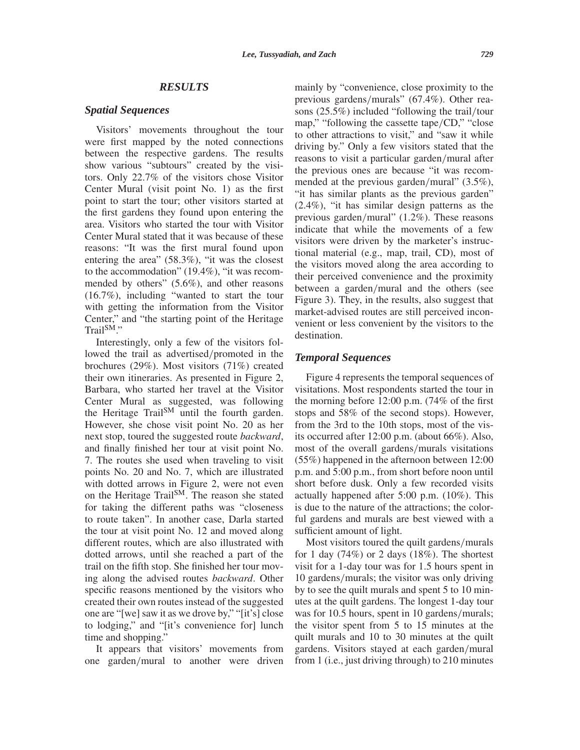## *RESULTS*

### *Spatial Sequences*

Visitors' movements throughout the tour were first mapped by the noted connections between the respective gardens. The results show various "subtours" created by the visitors. Only 22.7% of the visitors chose Visitor Center Mural (visit point No. 1) as the first point to start the tour; other visitors started at the first gardens they found upon entering the area. Visitors who started the tour with Visitor Center Mural stated that it was because of these reasons: "It was the first mural found upon entering the area" (58.3%), "it was the closest to the accommodation" (19.4%), "it was recommended by others" (5.6%), and other reasons (16.7%), including "wanted to start the tour with getting the information from the Visitor Center," and "the starting point of the Heritage Trail$^{SM}$."

Interestingly, only a few of the visitors followed the trail as advertised/promoted in the brochures (29%). Most visitors (71%) created their own itineraries. As presented in Figure 2, Barbara, who started her travel at the Visitor Center Mural as suggested, was following the Heritage Trail$^{SM}$ until the fourth garden. However, she chose visit point No. 20 as her next stop, toured the suggested route *backward*, and finally finished her tour at visit point No. 7. The routes she used when traveling to visit points No. 20 and No. 7, which are illustrated with dotted arrows in Figure 2, were not even on the Heritage Trail$^{SM}$. The reason she stated for taking the different paths was "closeness to route taken". In another case, Darla started the tour at visit point No. 12 and moved along different routes, which are also illustrated with dotted arrows, until she reached a part of the trail on the fifth stop. She finished her tour moving along the advised routes *backward*. Other specific reasons mentioned by the visitors who created their own routes instead of the suggested one are "[we] saw it as we drove by," "[it's] close to lodging," and "[it's convenience for] lunch time and shopping."

It appears that visitors' movements from one garden/mural to another were driven mainly by "convenience, close proximity to the previous gardens/murals" (67.4%). Other reasons (25.5%) included "following the trail/tour map," "following the cassette tape/CD," "close to other attractions to visit," and "saw it while driving by." Only a few visitors stated that the reasons to visit a particular garden/mural after the previous ones are because "it was recommended at the previous garden/mural" (3.5%), "it has similar plants as the previous garden" (2.4%), "it has similar design patterns as the previous garden/mural" (1.2%). These reasons indicate that while the movements of a few visitors were driven by the marketer's instructional material (e.g., map, trail, CD), most of the visitors moved along the area according to their perceived convenience and the proximity between a garden/mural and the others (see Figure 3). They, in the results, also suggest that market-advised routes are still perceived inconvenient or less convenient by the visitors to the destination.

### *Temporal Sequences*

Figure 4 represents the temporal sequences of visitations. Most respondents started the tour in the morning before 12:00 p.m. (74% of the first stops and 58% of the second stops). However, from the 3rd to the 10th stops, most of the visits occurred after 12:00 p.m. (about 66%). Also, most of the overall gardens/murals visitations (55%) happened in the afternoon between 12:00 p.m. and 5:00 p.m., from short before noon until short before dusk. Only a few recorded visits actually happened after 5:00 p.m. (10%). This is due to the nature of the attractions; the colorful gardens and murals are best viewed with a sufficient amount of light.

Most visitors toured the quilt gardens/murals for 1 day (74%) or 2 days (18%). The shortest visit for a 1-day tour was for 1.5 hours spent in 10 gardens/murals; the visitor was only driving by to see the quilt murals and spent 5 to 10 minutes at the quilt gardens. The longest 1-day tour was for 10.5 hours, spent in 10 gardens/murals; the visitor spent from 5 to 15 minutes at the quilt murals and 10 to 30 minutes at the quilt gardens. Visitors stayed at each garden/mural from 1 (i.e., just driving through) to 210 minutes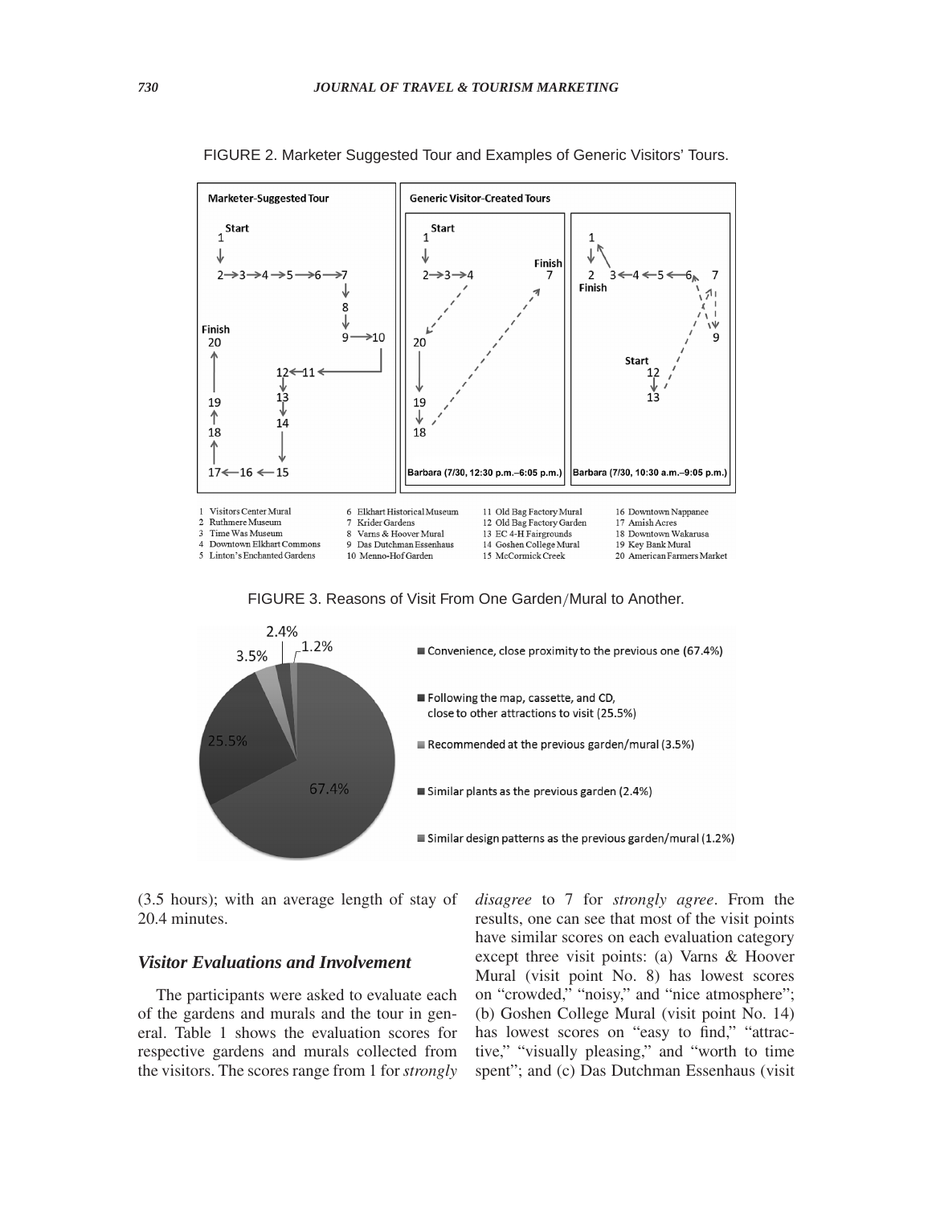FIGURE 2. Marketer Suggested Tour and Examples of Generic Visitors' Tours.

1 Visitors Center Mural
2 Ruthmere Museum
3 Time Was Museum
4 Downtown Elkhart Commons
5 Linton's Enchanted Gardens
6 Elkhart Historical Museum
7 Krider Gardens
8 Varns & Hoover Mural
9 Das Dutchman Essenhaus
10 Menno-Hof Garden
11 Old Bag Factory Mural
12 Old Bag Factory Garden
13 EC 4-H Fairgrounds
14 Goshen College Mural
15 McCormick Creek
16 Downtown Nappanee
17 Amish Acres
18 Downtown Wakarusa
19 Key Bank Mural
20 American Farmers Market

FIGURE 3. Reasons of Visit From One Garden/Mural to Another.

(3.5 hours); with an average length of stay of 20.4 minutes.

### Visitor Evaluations and Involvement

The participants were asked to evaluate each of the gardens and murals and the tour in general. Table 1 shows the evaluation scores for respective gardens and murals collected from the visitors. The scores range from 1 for *strongly disagree* to 7 for *strongly agree*. From the results, one can see that most of the visit points have similar scores on each evaluation category except three visit points: (a) Varns & Hoover Mural (visit point No. 8) has lowest scores on "crowded," "noisy," and "nice atmosphere"; (b) Goshen College Mural (visit point No. 14) has lowest scores on "easy to find," "attractive," "visually pleasing," and "worth to time spent"; and (c) Das Dutchman Essenhaus (visit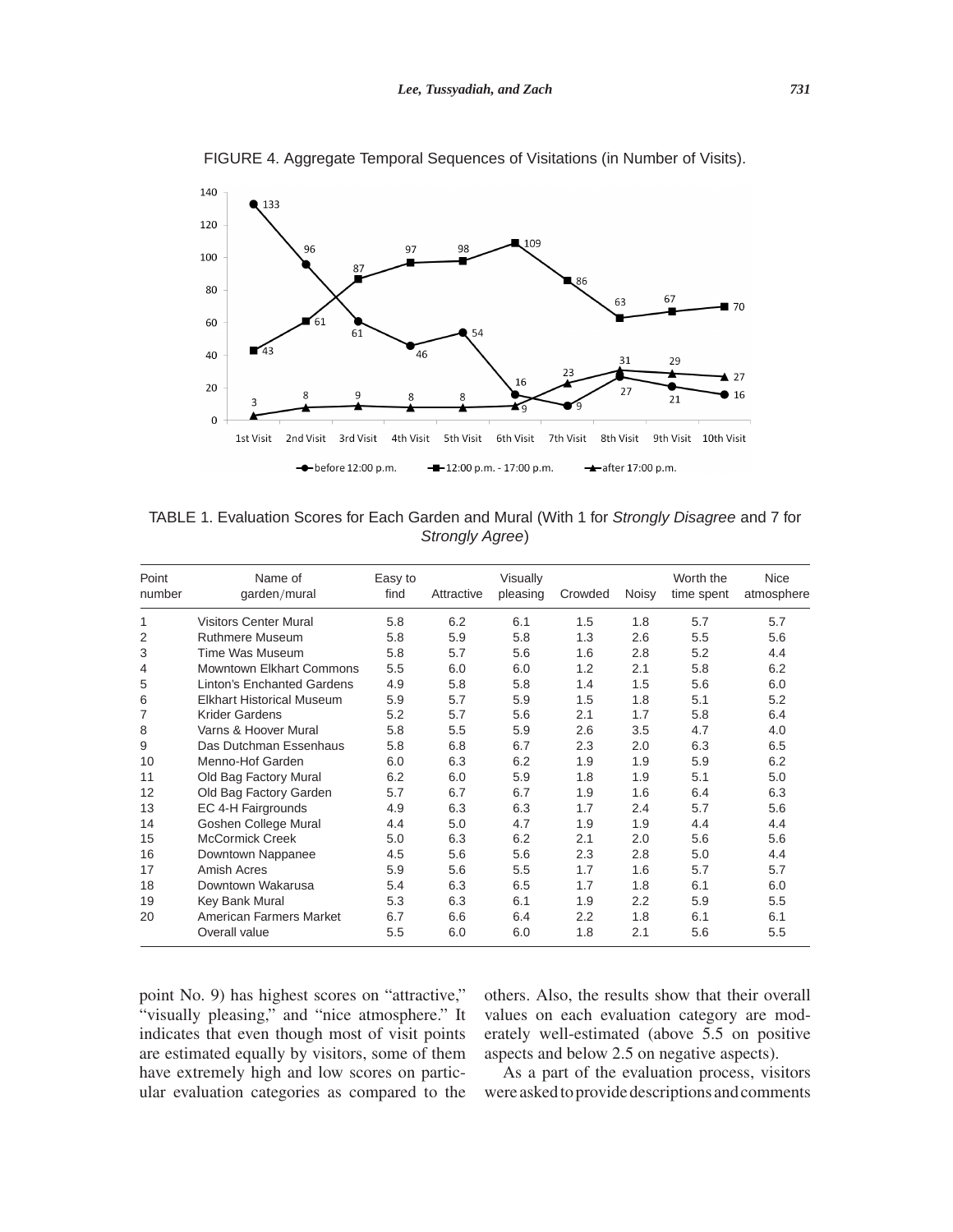FIGURE 4. Aggregate Temporal Sequences of Visitations (in Number of Visits).

TABLE 1. Evaluation Scores for Each Garden and Mural (With 1 for *Strongly Disagree* and 7 for *Strongly Agree*)

| Point number | Name of garden/mural | Easy to find | Attractive | Visually pleasing | Crowded | Noisy | Worth the time spent | Nice atmosphere |
|---|---|---|---|---|---|---|---|---|
| 1 | Visitors Center Mural | 5.8 | 6.2 | 6.1 | 1.5 | 1.8 | 5.7 | 5.7 |
| 2 | Ruthmere Museum | 5.8 | 5.9 | 5.8 | 1.3 | 2.6 | 5.5 | 5.6 |
| 3 | Time Was Museum | 5.8 | 5.7 | 5.6 | 1.6 | 2.8 | 5.2 | 4.4 |
| 4 | Mowntown Elkhart Commons | 5.5 | 6.0 | 6.0 | 1.2 | 2.1 | 5.8 | 6.2 |
| 5 | Linton's Enchanted Gardens | 4.9 | 5.8 | 5.8 | 1.4 | 1.5 | 5.6 | 6.0 |
| 6 | Elkhart Historical Museum | 5.9 | 5.7 | 5.9 | 1.5 | 1.8 | 5.1 | 5.2 |
| 7 | Krider Gardens | 5.2 | 5.7 | 5.6 | 2.1 | 1.7 | 5.8 | 6.4 |
| 8 | Varns & Hoover Mural | 5.8 | 5.5 | 5.9 | 2.6 | 3.5 | 4.7 | 4.0 |
| 9 | Das Dutchman Essenhaus | 5.8 | 6.8 | 6.7 | 2.3 | 2.0 | 6.3 | 6.5 |
| 10 | Menno-Hof Garden | 6.0 | 6.3 | 6.2 | 1.9 | 1.9 | 5.9 | 6.2 |
| 11 | Old Bag Factory Mural | 6.2 | 6.0 | 5.9 | 1.8 | 1.9 | 5.1 | 5.0 |
| 12 | Old Bag Factory Garden | 5.7 | 6.7 | 6.7 | 1.9 | 1.6 | 6.4 | 6.3 |
| 13 | EC 4-H Fairgrounds | 4.9 | 6.3 | 6.3 | 1.7 | 2.4 | 5.7 | 5.6 |
| 14 | Goshen College Mural | 4.4 | 5.0 | 4.7 | 1.9 | 1.9 | 4.4 | 4.4 |
| 15 | McCormick Creek | 5.0 | 6.3 | 6.2 | 2.1 | 2.0 | 5.6 | 5.6 |
| 16 | Downtown Nappanee | 4.5 | 5.6 | 5.6 | 2.3 | 2.8 | 5.0 | 4.4 |
| 17 | Amish Acres | 5.9 | 5.6 | 5.5 | 1.7 | 1.6 | 5.7 | 5.7 |
| 18 | Downtown Wakarusa | 5.4 | 6.3 | 6.5 | 1.7 | 1.8 | 6.1 | 6.0 |
| 19 | Key Bank Mural | 5.3 | 6.3 | 6.1 | 1.9 | 2.2 | 5.9 | 5.5 |
| 20 | American Farmers Market | 6.7 | 6.6 | 6.4 | 2.2 | 1.8 | 6.1 | 6.1 |
| | Overall value | 5.5 | 6.0 | 6.0 | 1.8 | 2.1 | 5.6 | 5.5 |

point No. 9) has highest scores on "attractive," "visually pleasing," and "nice atmosphere." It indicates that even though most of visit points are estimated equally by visitors, some of them have extremely high and low scores on particular evaluation categories as compared to the others. Also, the results show that their overall values on each evaluation category are moderately well-estimated (above 5.5 on positive aspects and below 2.5 on negative aspects).

As a part of the evaluation process, visitors were asked to provide descriptions and comments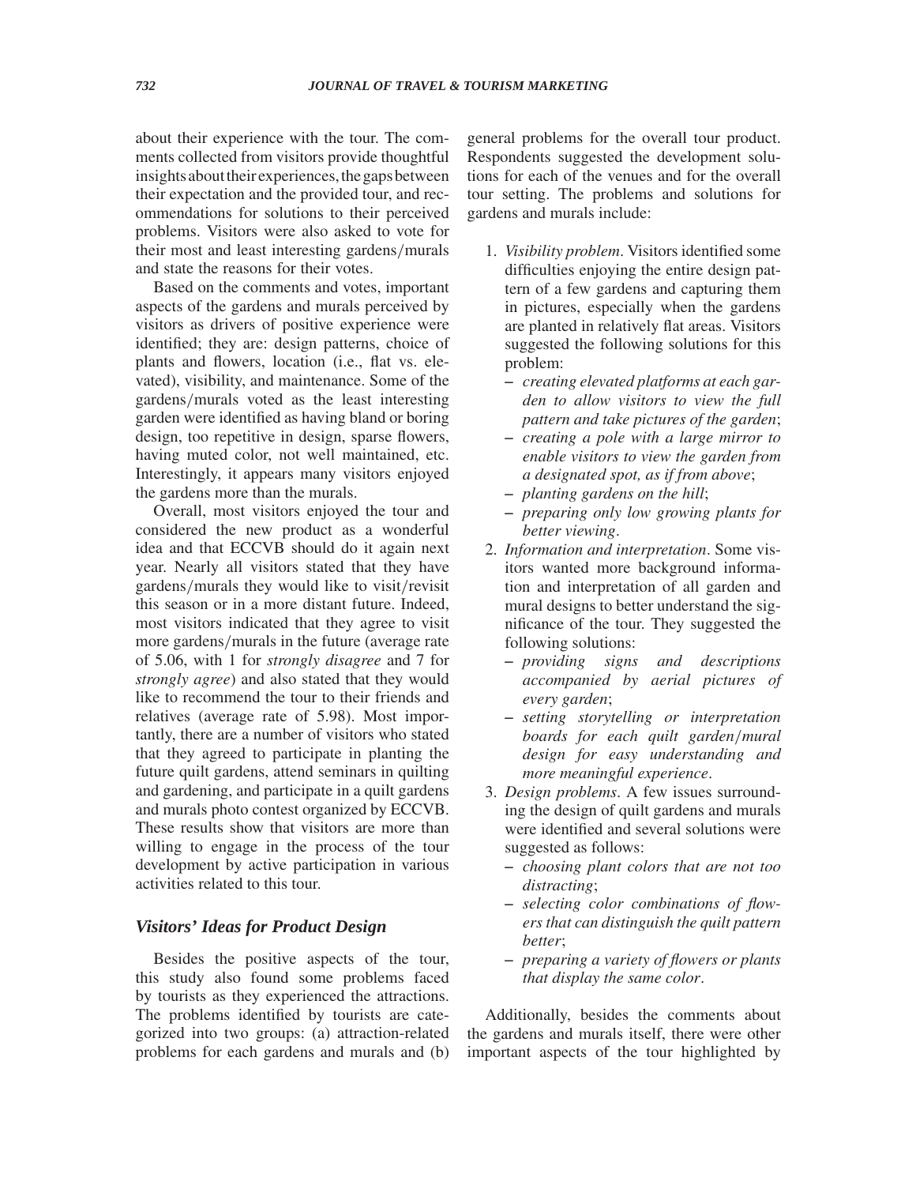about their experience with the tour. The comments collected from visitors provide thoughtful insights about their experiences, the gaps between their expectation and the provided tour, and recommendations for solutions to their perceived problems. Visitors were also asked to vote for their most and least interesting gardens/murals and state the reasons for their votes.

Based on the comments and votes, important aspects of the gardens and murals perceived by visitors as drivers of positive experience were identified; they are: design patterns, choice of plants and flowers, location (i.e., flat vs. elevated), visibility, and maintenance. Some of the gardens/murals voted as the least interesting garden were identified as having bland or boring design, too repetitive in design, sparse flowers, having muted color, not well maintained, etc. Interestingly, it appears many visitors enjoyed the gardens more than the murals.

Overall, most visitors enjoyed the tour and considered the new product as a wonderful idea and that ECCVB should do it again next year. Nearly all visitors stated that they have gardens/murals they would like to visit/revisit this season or in a more distant future. Indeed, most visitors indicated that they agree to visit more gardens/murals in the future (average rate of 5.06, with 1 for *strongly disagree* and 7 for *strongly agree*) and also stated that they would like to recommend the tour to their friends and relatives (average rate of 5.98). Most importantly, there are a number of visitors who stated that they agreed to participate in planting the future quilt gardens, attend seminars in quilting and gardening, and participate in a quilt gardens and murals photo contest organized by ECCVB. These results show that visitors are more than willing to engage in the process of the tour development by active participation in various activities related to this tour.

### *Visitors' Ideas for Product Design*

Besides the positive aspects of the tour, this study also found some problems faced by tourists as they experienced the attractions. The problems identified by tourists are categorized into two groups: (a) attraction-related problems for each gardens and murals and (b) general problems for the overall tour product. Respondents suggested the development solutions for each of the venues and for the overall tour setting. The problems and solutions for gardens and murals include:

1. *Visibility problem*. Visitors identified some difficulties enjoying the entire design pattern of a few gardens and capturing them in pictures, especially when the gardens are planted in relatively flat areas. Visitors suggested the following solutions for this problem:
   - *creating elevated platforms at each garden to allow visitors to view the full pattern and take pictures of the garden*;
   - *creating a pole with a large mirror to enable visitors to view the garden from a designated spot, as if from above*;
   - *planting gardens on the hill*;
   - *preparing only low growing plants for better viewing*.
2. *Information and interpretation*. Some visitors wanted more background information and interpretation of all garden and mural designs to better understand the significance of the tour. They suggested the following solutions:
   - *providing signs and descriptions accompanied by aerial pictures of every garden*;
   - *setting storytelling or interpretation boards for each quilt garden/mural design for easy understanding and more meaningful experience*.
3. *Design problems*. A few issues surrounding the design of quilt gardens and murals were identified and several solutions were suggested as follows:
   - *choosing plant colors that are not too distracting*;
   - *selecting color combinations of flowers that can distinguish the quilt pattern better*;
   - *preparing a variety of flowers or plants that display the same color*.

Additionally, besides the comments about the gardens and murals itself, there were other important aspects of the tour highlighted by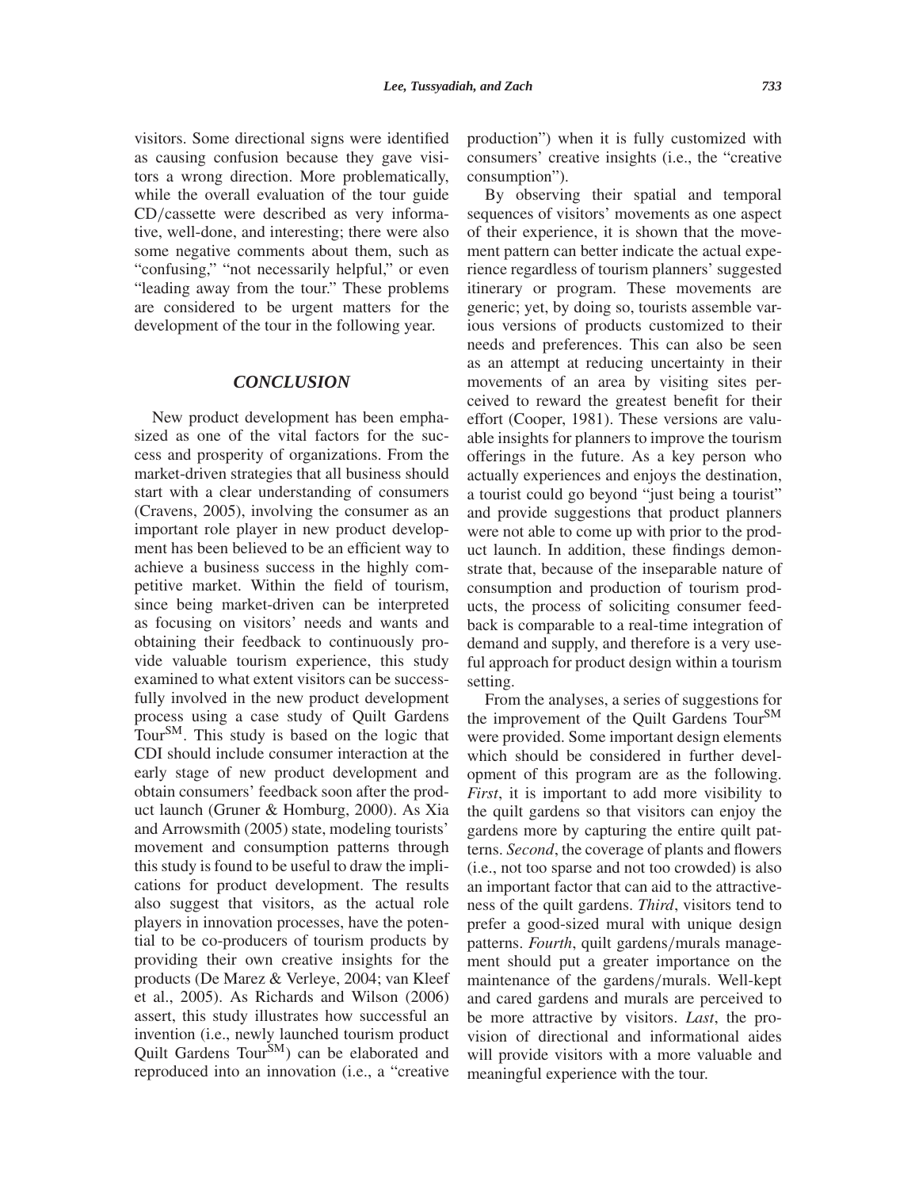visitors. Some directional signs were identified as causing confusion because they gave visitors a wrong direction. More problematically, while the overall evaluation of the tour guide CD/cassette were described as very informative, well-done, and interesting; there were also some negative comments about them, such as "confusing," "not necessarily helpful," or even "leading away from the tour." These problems are considered to be urgent matters for the development of the tour in the following year.

## CONCLUSION

New product development has been emphasized as one of the vital factors for the success and prosperity of organizations. From the market-driven strategies that all business should start with a clear understanding of consumers (Cravens, 2005), involving the consumer as an important role player in new product development has been believed to be an efficient way to achieve a business success in the highly competitive market. Within the field of tourism, since being market-driven can be interpreted as focusing on visitors' needs and wants and obtaining their feedback to continuously provide valuable tourism experience, this study examined to what extent visitors can be successfully involved in the new product development process using a case study of Quilt Gardens Tour[SM]. This study is based on the logic that CDI should include consumer interaction at the early stage of new product development and obtain consumers' feedback soon after the product launch (Gruner & Homburg, 2000). As Xia and Arrowsmith (2005) state, modeling tourists' movement and consumption patterns through this study is found to be useful to draw the implications for product development. The results also suggest that visitors, as the actual role players in innovation processes, have the potential to be co-producers of tourism products by providing their own creative insights for the products (De Marez & Verleye, 2004; van Kleef et al., 2005). As Richards and Wilson (2006) assert, this study illustrates how successful an invention (i.e., newly launched tourism product Quilt Gardens Tour[SM]) can be elaborated and reproduced into an innovation (i.e., a "creative production") when it is fully customized with consumers' creative insights (i.e., the "creative consumption").

By observing their spatial and temporal sequences of visitors' movements as one aspect of their experience, it is shown that the movement pattern can better indicate the actual experience regardless of tourism planners' suggested itinerary or program. These movements are generic; yet, by doing so, tourists assemble various versions of products customized to their needs and preferences. This can also be seen as an attempt at reducing uncertainty in their movements of an area by visiting sites perceived to reward the greatest benefit for their effort (Cooper, 1981). These versions are valuable insights for planners to improve the tourism offerings in the future. As a key person who actually experiences and enjoys the destination, a tourist could go beyond "just being a tourist" and provide suggestions that product planners were not able to come up with prior to the product launch. In addition, these findings demonstrate that, because of the inseparable nature of consumption and production of tourism products, the process of soliciting consumer feedback is comparable to a real-time integration of demand and supply, and therefore is a very useful approach for product design within a tourism setting.

From the analyses, a series of suggestions for the improvement of the Quilt Gardens Tour[SM] were provided. Some important design elements which should be considered in further development of this program are as the following. *First*, it is important to add more visibility to the quilt gardens so that visitors can enjoy the gardens more by capturing the entire quilt patterns. *Second*, the coverage of plants and flowers (i.e., not too sparse and not too crowded) is also an important factor that can aid to the attractiveness of the quilt gardens. *Third*, visitors tend to prefer a good-sized mural with unique design patterns. *Fourth*, quilt gardens/murals management should put a greater importance on the maintenance of the gardens/murals. Well-kept and cared gardens and murals are perceived to be more attractive by visitors. *Last*, the provision of directional and informational aides will provide visitors with a more valuable and meaningful experience with the tour.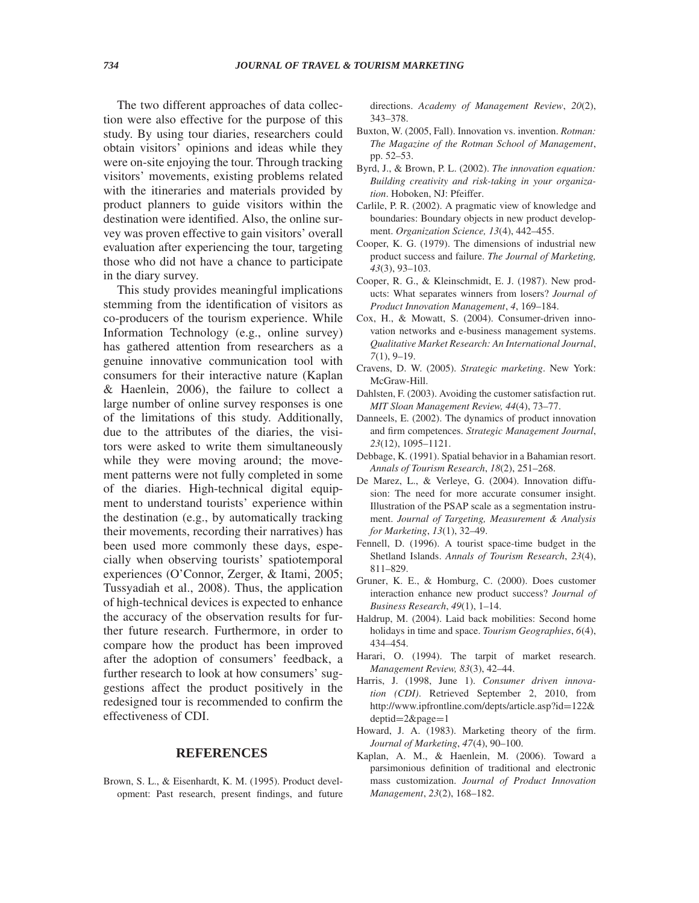The two different approaches of data collection were also effective for the purpose of this study. By using tour diaries, researchers could obtain visitors' opinions and ideas while they were on-site enjoying the tour. Through tracking visitors' movements, existing problems related with the itineraries and materials provided by product planners to guide visitors within the destination were identified. Also, the online survey was proven effective to gain visitors' overall evaluation after experiencing the tour, targeting those who did not have a chance to participate in the diary survey.

This study provides meaningful implications stemming from the identification of visitors as co-producers of the tourism experience. While Information Technology (e.g., online survey) has gathered attention from researchers as a genuine innovative communication tool with consumers for their interactive nature (Kaplan & Haenlein, 2006), the failure to collect a large number of online survey responses is one of the limitations of this study. Additionally, due to the attributes of the diaries, the visitors were asked to write them simultaneously while they were moving around; the movement patterns were not fully completed in some of the diaries. High-technical digital equipment to understand tourists' experience within the destination (e.g., by automatically tracking their movements, recording their narratives) has been used more commonly these days, especially when observing tourists' spatiotemporal experiences (O'Connor, Zerger, & Itami, 2005; Tussyadiah et al., 2008). Thus, the application of high-technical devices is expected to enhance the accuracy of the observation results for further future research. Furthermore, in order to compare how the product has been improved after the adoption of consumers' feedback, a further research to look at how consumers' suggestions affect the product positively in the redesigned tour is recommended to confirm the effectiveness of CDI.

## REFERENCES

Brown, S. L., & Eisenhardt, K. M. (1995). Product development: Past research, present findings, and future directions. *Academy of Management Review*, *20*(2), 343–378.

Buxton, W. (2005, Fall). Innovation vs. invention. *Rotman: The Magazine of the Rotman School of Management*, pp. 52–53.

Byrd, J., & Brown, P. L. (2002). *The innovation equation: Building creativity and risk-taking in your organization*. Hoboken, NJ: Pfeiffer.

Carlile, P. R. (2002). A pragmatic view of knowledge and boundaries: Boundary objects in new product development. *Organization Science, 13*(4), 442–455.

Cooper, K. G. (1979). The dimensions of industrial new product success and failure. *The Journal of Marketing, 43*(3), 93–103.

Cooper, R. G., & Kleinschmidt, E. J. (1987). New products: What separates winners from losers? *Journal of Product Innovation Management*, *4*, 169–184.

Cox, H., & Mowatt, S. (2004). Consumer-driven innovation networks and e-business management systems. *Qualitative Market Research: An International Journal*, *7*(1), 9–19.

Cravens, D. W. (2005). *Strategic marketing*. New York: McGraw-Hill.

Dahlsten, F. (2003). Avoiding the customer satisfaction rut. *MIT Sloan Management Review, 44*(4), 73–77.

Danneels, E. (2002). The dynamics of product innovation and firm competences. *Strategic Management Journal*, *23*(12), 1095–1121.

Debbage, K. (1991). Spatial behavior in a Bahamian resort. *Annals of Tourism Research*, *18*(2), 251–268.

De Marez, L., & Verleye, G. (2004). Innovation diffusion: The need for more accurate consumer insight. Illustration of the PSAP scale as a segmentation instrument. *Journal of Targeting, Measurement & Analysis for Marketing*, *13*(1), 32–49.

Fennell, D. (1996). A tourist space-time budget in the Shetland Islands. *Annals of Tourism Research*, *23*(4), 811–829.

Gruner, K. E., & Homburg, C. (2000). Does customer interaction enhance new product success? *Journal of Business Research*, *49*(1), 1–14.

Haldrup, M. (2004). Laid back mobilities: Second home holidays in time and space. *Tourism Geographies*, *6*(4), 434–454.

Harari, O. (1994). The tarpit of market research. *Management Review, 83*(3), 42–44.

Harris, J. (1998, June 1). *Consumer driven innovation (CDI)*. Retrieved September 2, 2010, from http://www.ipfrontline.com/depts/article.asp?id=122&deptid=2&page=1

Howard, J. A. (1983). Marketing theory of the firm. *Journal of Marketing*, *47*(4), 90–100.

Kaplan, A. M., & Haenlein, M. (2006). Toward a parsimonious definition of traditional and electronic mass customization. *Journal of Product Innovation Management*, *23*(2), 168–182.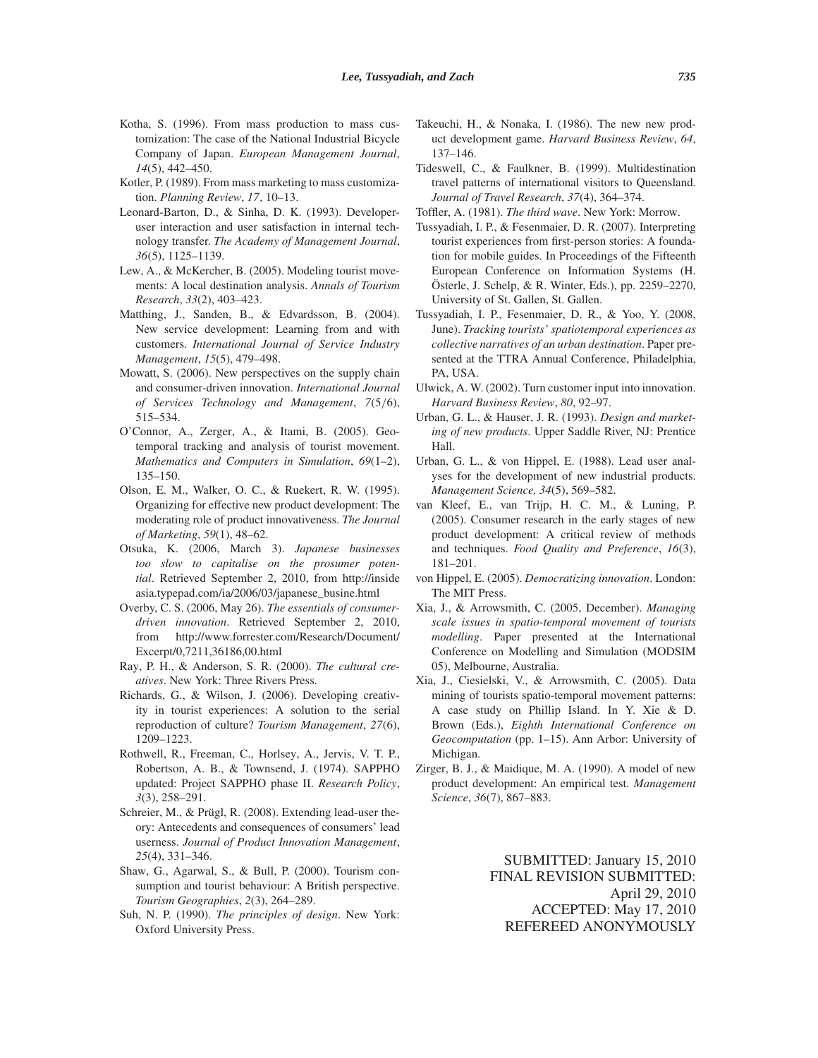Kotha, S. (1996). From mass production to mass customization: The case of the National Industrial Bicycle Company of Japan. *European Management Journal*, *14*(5), 442–450.

Kotler, P. (1989). From mass marketing to mass customization. *Planning Review*, *17*, 10–13.

Leonard-Barton, D., & Sinha, D. K. (1993). Developer-user interaction and user satisfaction in internal technology transfer. *The Academy of Management Journal*, *36*(5), 1125–1139.

Lew, A., & McKercher, B. (2005). Modeling tourist movements: A local destination analysis. *Annals of Tourism Research*, *33*(2), 403–423.

Matthing, J., Sanden, B., & Edvardsson, B. (2004). New service development: Learning from and with customers. *International Journal of Service Industry Management*, *15*(5), 479–498.

Mowatt, S. (2006). New perspectives on the supply chain and consumer-driven innovation. *International Journal of Services Technology and Management*, *7*(5/6), 515–534.

O'Connor, A., Zerger, A., & Itami, B. (2005). Geo-temporal tracking and analysis of tourist movement. *Mathematics and Computers in Simulation*, *69*(1–2), 135–150.

Olson, E. M., Walker, O. C., & Ruekert, R. W. (1995). Organizing for effective new product development: The moderating role of product innovativeness. *The Journal of Marketing*, *59*(1), 48–62.

Otsuka, K. (2006, March 3). *Japanese businesses too slow to capitalise on the prosumer potential*. Retrieved September 2, 2010, from http://insideasia.typepad.com/ia/2006/03/japanese_busine.html

Overby, C. S. (2006, May 26). *The essentials of consumer-driven innovation*. Retrieved September 2, 2010, from http://www.forrester.com/Research/Document/Excerpt/0,7211,36186,00.html

Ray, P. H., & Anderson, S. R. (2000). *The cultural creatives*. New York: Three Rivers Press.

Richards, G., & Wilson, J. (2006). Developing creativity in tourist experiences: A solution to the serial reproduction of culture? *Tourism Management*, *27*(6), 1209–1223.

Rothwell, R., Freeman, C., Horlsey, A., Jervis, V. T. P., Robertson, A. B., & Townsend, J. (1974). SAPPHO updated: Project SAPPHO phase II. *Research Policy*, *3*(3), 258–291.

Schreier, M., & Prügl, R. (2008). Extending lead-user theory: Antecedents and consequences of consumers' lead userness. *Journal of Product Innovation Management*, *25*(4), 331–346.

Shaw, G., Agarwal, S., & Bull, P. (2000). Tourism consumption and tourist behaviour: A British perspective. *Tourism Geographies*, *2*(3), 264–289.

Suh, N. P. (1990). *The principles of design*. New York: Oxford University Press.

Takeuchi, H., & Nonaka, I. (1986). The new new product development game. *Harvard Business Review*, *64*, 137–146.

Tideswell, C., & Faulkner, B. (1999). Multidestination travel patterns of international visitors to Queensland. *Journal of Travel Research*, *37*(4), 364–374.

Toffler, A. (1981). *The third wave*. New York: Morrow.

Tussyadiah, I. P., & Fesenmaier, D. R. (2007). Interpreting tourist experiences from first-person stories: A foundation for mobile guides. In Proceedings of the Fifteenth European Conference on Information Systems (H. Österle, J. Schelp, & R. Winter, Eds.), pp. 2259–2270, University of St. Gallen, St. Gallen.

Tussyadiah, I. P., Fesenmaier, D. R., & Yoo, Y. (2008, June). *Tracking tourists' spatiotemporal experiences as collective narratives of an urban destination*. Paper presented at the TTRA Annual Conference, Philadelphia, PA, USA.

Ulwick, A. W. (2002). Turn customer input into innovation. *Harvard Business Review*, *80*, 92–97.

Urban, G. L., & Hauser, J. R. (1993). *Design and marketing of new products*. Upper Saddle River, NJ: Prentice Hall.

Urban, G. L., & von Hippel, E. (1988). Lead user analyses for the development of new industrial products. *Management Science, 34*(5), 569–582.

van Kleef, E., van Trijp, H. C. M., & Luning, P. (2005). Consumer research in the early stages of new product development: A critical review of methods and techniques. *Food Quality and Preference*, *16*(3), 181–201.

von Hippel, E. (2005). *Democratizing innovation*. London: The MIT Press.

Xia, J., & Arrowsmith, C. (2005, December). *Managing scale issues in spatio-temporal movement of tourists modelling*. Paper presented at the International Conference on Modelling and Simulation (MODSIM 05), Melbourne, Australia.

Xia, J., Ciesielski, V., & Arrowsmith, C. (2005). Data mining of tourists spatio-temporal movement patterns: A case study on Phillip Island. In Y. Xie & D. Brown (Eds.), *Eighth International Conference on Geocomputation* (pp. 1–15). Ann Arbor: University of Michigan.

Zirger, B. J., & Maidique, M. A. (1990). A model of new product development: An empirical test. *Management Science*, *36*(7), 867–883.

SUBMITTED: January 15, 2010
FINAL REVISION SUBMITTED: April 29, 2010
ACCEPTED: May 17, 2010
REFEREED ANONYMOUSLY